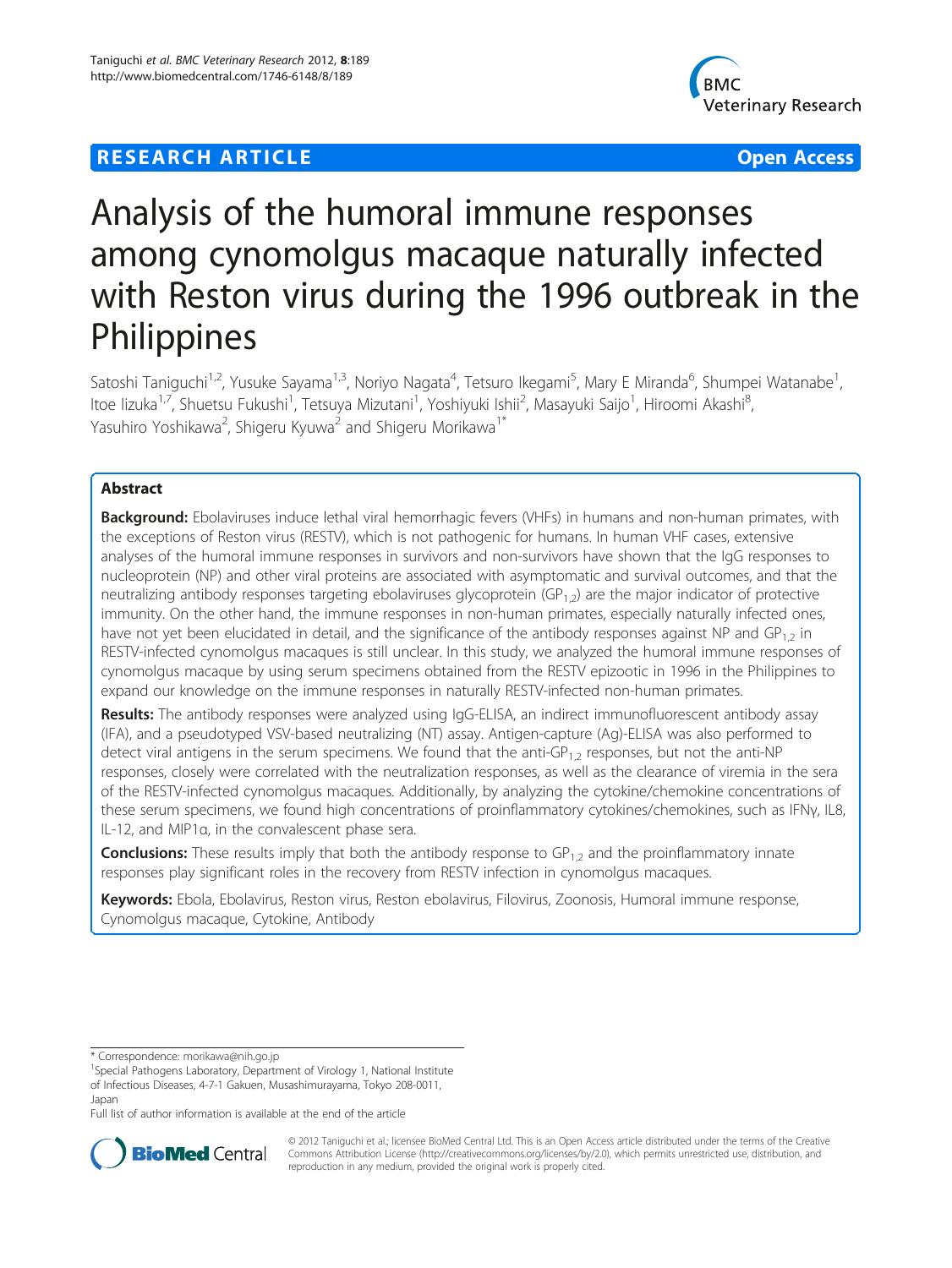RESEARCH ARTICLE Open Access

# Analysis of the humoral immune responses among cynomolgus macaque naturally infected with Reston virus during the 1996 outbreak in the Philippines

Satoshi Taniguchi[1,2], Yusuke Sayama[1,3], Noriyo Nagata[4], Tetsuro Ikegami[5], Mary E Miranda[6], Shumpei Watanabe[1], Itoe Iizuka[1,7], Shuetsu Fukushi[1], Tetsuya Mizutani[1], Yoshiyuki Ishii[2], Masayuki Saijo[1], Hiroomi Akashi[8], Yasuhiro Yoshikawa[2], Shigeru Kyuwa[2] and Shigeru Morikawa[1*]

## Abstract

**Background:** Ebolaviruses induce lethal viral hemorrhagic fevers (VHFs) in humans and non-human primates, with the exceptions of Reston virus (RESTV), which is not pathogenic for humans. In human VHF cases, extensive analyses of the humoral immune responses in survivors and non-survivors have shown that the IgG responses to nucleoprotein (NP) and other viral proteins are associated with asymptomatic and survival outcomes, and that the neutralizing antibody responses targeting ebolaviruses glycoprotein ($GP_{1,2}$) are the major indicator of protective immunity. On the other hand, the immune responses in non-human primates, especially naturally infected ones, have not yet been elucidated in detail, and the significance of the antibody responses against NP and $GP_{1,2}$ in RESTV-infected cynomolgus macaques is still unclear. In this study, we analyzed the humoral immune responses of cynomolgus macaque by using serum specimens obtained from the RESTV epizootic in 1996 in the Philippines to expand our knowledge on the immune responses in naturally RESTV-infected non-human primates.

**Results:** The antibody responses were analyzed using IgG-ELISA, an indirect immunofluorescent antibody assay (IFA), and a pseudotyped VSV-based neutralizing (NT) assay. Antigen-capture (Ag)-ELISA was also performed to detect viral antigens in the serum specimens. We found that the anti-$GP_{1,2}$ responses, but not the anti-NP responses, closely were correlated with the neutralization responses, as well as the clearance of viremia in the sera of the RESTV-infected cynomolgus macaques. Additionally, by analyzing the cytokine/chemokine concentrations of these serum specimens, we found high concentrations of proinflammatory cytokines/chemokines, such as IFNγ, IL8, IL-12, and MIP1α, in the convalescent phase sera.

**Conclusions:** These results imply that both the antibody response to $GP_{1,2}$ and the proinflammatory innate responses play significant roles in the recovery from RESTV infection in cynomolgus macaques.

**Keywords:** Ebola, Ebolavirus, Reston virus, Reston ebolavirus, Filovirus, Zoonosis, Humoral immune response, Cynomolgus macaque, Cytokine, Antibody

* Correspondence: morikawa@nih.go.jp
[1]Special Pathogens Laboratory, Department of Virology 1, National Institute of Infectious Diseases, 4-7-1 Gakuen, Musashimurayama, Tokyo 208-0011, Japan
Full list of author information is available at the end of the article

© 2012 Taniguchi et al.; licensee BioMed Central Ltd. This is an Open Access article distributed under the terms of the Creative Commons Attribution License (http://creativecommons.org/licenses/by/2.0), which permits unrestricted use, distribution, and reproduction in any medium, provided the original work is properly cited.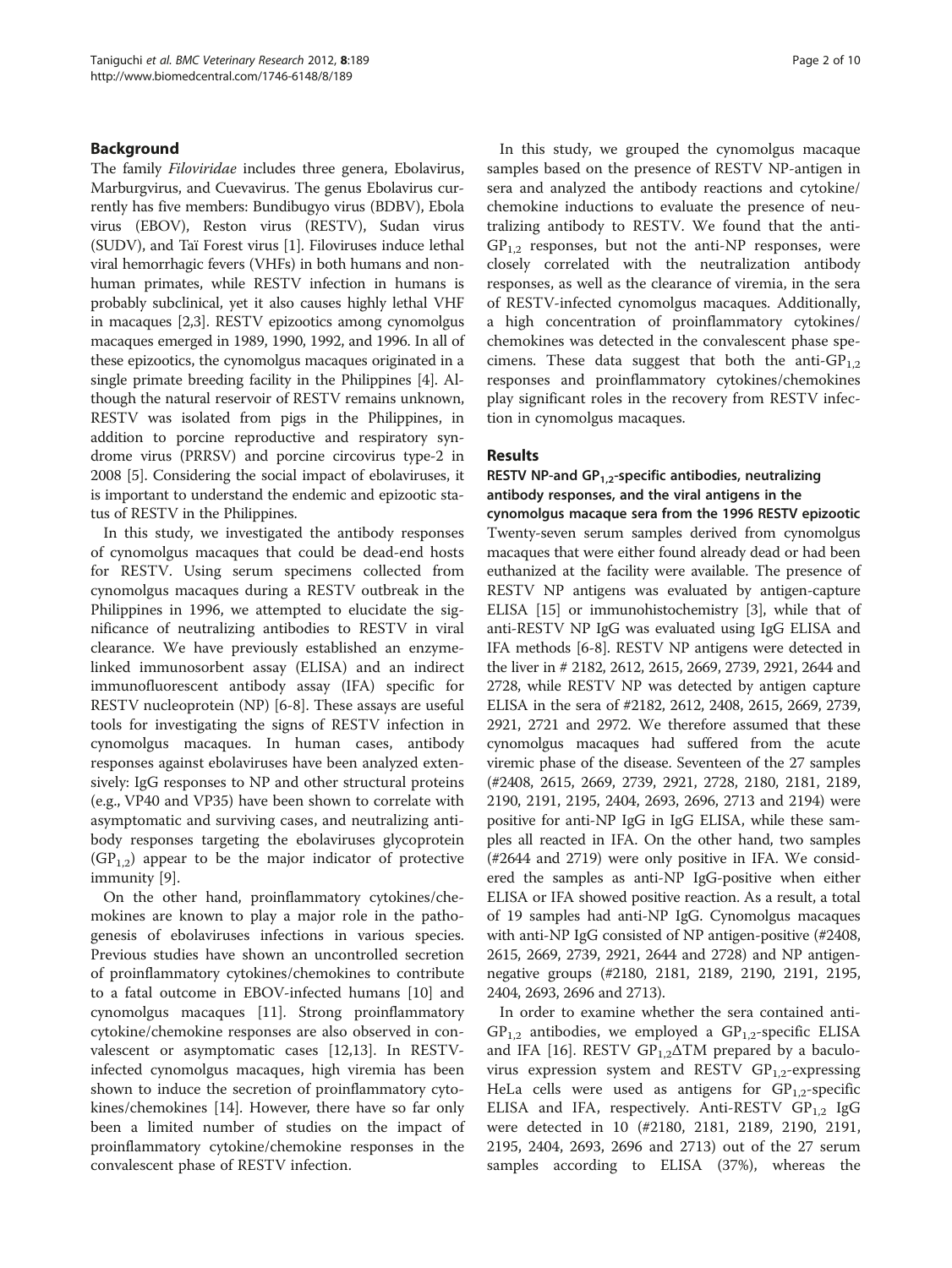## Background

The family *Filoviridae* includes three genera, Ebolavirus, Marburgvirus, and Cuevavirus. The genus Ebolavirus currently has five members: Bundibugyo virus (BDBV), Ebola virus (EBOV), Reston virus (RESTV), Sudan virus (SUDV), and Taï Forest virus [1]. Filoviruses induce lethal viral hemorrhagic fevers (VHFs) in both humans and non-human primates, while RESTV infection in humans is probably subclinical, yet it also causes highly lethal VHF in macaques [2,3]. RESTV epizootics among cynomolgus macaques emerged in 1989, 1990, 1992, and 1996. In all of these epizootics, the cynomolgus macaques originated in a single primate breeding facility in the Philippines [4]. Although the natural reservoir of RESTV remains unknown, RESTV was isolated from pigs in the Philippines, in addition to porcine reproductive and respiratory syndrome virus (PRRSV) and porcine circovirus type-2 in 2008 [5]. Considering the social impact of ebolaviruses, it is important to understand the endemic and epizootic status of RESTV in the Philippines.

In this study, we investigated the antibody responses of cynomolgus macaques that could be dead-end hosts for RESTV. Using serum specimens collected from cynomolgus macaques during a RESTV outbreak in the Philippines in 1996, we attempted to elucidate the significance of neutralizing antibodies to RESTV in viral clearance. We have previously established an enzyme-linked immunosorbent assay (ELISA) and an indirect immunofluorescent antibody assay (IFA) specific for RESTV nucleoprotein (NP) [6-8]. These assays are useful tools for investigating the signs of RESTV infection in cynomolgus macaques. In human cases, antibody responses against ebolaviruses have been analyzed extensively: IgG responses to NP and other structural proteins (e.g., VP40 and VP35) have been shown to correlate with asymptomatic and surviving cases, and neutralizing antibody responses targeting the ebolaviruses glycoprotein ($GP_{1,2}$) appear to be the major indicator of protective immunity [9].

On the other hand, proinflammatory cytokines/chemokines are known to play a major role in the pathogenesis of ebolaviruses infections in various species. Previous studies have shown an uncontrolled secretion of proinflammatory cytokines/chemokines to contribute to a fatal outcome in EBOV-infected humans [10] and cynomolgus macaques [11]. Strong proinflammatory cytokine/chemokine responses are also observed in convalescent or asymptomatic cases [12,13]. In RESTV-infected cynomolgus macaques, high viremia has been shown to induce the secretion of proinflammatory cytokines/chemokines [14]. However, there have so far only been a limited number of studies on the impact of proinflammatory cytokine/chemokine responses in the convalescent phase of RESTV infection.

In this study, we grouped the cynomolgus macaque samples based on the presence of RESTV NP-antigen in sera and analyzed the antibody reactions and cytokine/chemokine inductions to evaluate the presence of neutralizing antibody to RESTV. We found that the anti-$GP_{1,2}$ responses, but not the anti-NP responses, were closely correlated with the neutralization antibody responses, as well as the clearance of viremia, in the sera of RESTV-infected cynomolgus macaques. Additionally, a high concentration of proinflammatory cytokines/chemokines was detected in the convalescent phase specimens. These data suggest that both the anti-$GP_{1,2}$ responses and proinflammatory cytokines/chemokines play significant roles in the recovery from RESTV infection in cynomolgus macaques.

## Results

### RESTV NP-and $GP_{1,2}$-specific antibodies, neutralizing antibody responses, and the viral antigens in the cynomolgus macaque sera from the 1996 RESTV epizootic

Twenty-seven serum samples derived from cynomolgus macaques that were either found already dead or had been euthanized at the facility were available. The presence of RESTV NP antigens was evaluated by antigen-capture ELISA [15] or immunohistochemistry [3], while that of anti-RESTV NP IgG was evaluated using IgG ELISA and IFA methods [6-8]. RESTV NP antigens were detected in the liver in # 2182, 2612, 2615, 2669, 2739, 2921, 2644 and 2728, while RESTV NP was detected by antigen capture ELISA in the sera of #2182, 2612, 2408, 2615, 2669, 2739, 2921, 2721 and 2972. We therefore assumed that these cynomolgus macaques had suffered from the acute viremic phase of the disease. Seventeen of the 27 samples (#2408, 2615, 2669, 2739, 2921, 2728, 2180, 2181, 2189, 2190, 2191, 2195, 2404, 2693, 2696, 2713 and 2194) were positive for anti-NP IgG in IgG ELISA, while these samples all reacted in IFA. On the other hand, two samples (#2644 and 2719) were only positive in IFA. We considered the samples as anti-NP IgG-positive when either ELISA or IFA showed positive reaction. As a result, a total of 19 samples had anti-NP IgG. Cynomolgus macaques with anti-NP IgG consisted of NP antigen-positive (#2408, 2615, 2669, 2739, 2921, 2644 and 2728) and NP antigen-negative groups (#2180, 2181, 2189, 2190, 2191, 2195, 2404, 2693, 2696 and 2713).

In order to examine whether the sera contained anti-$GP_{1,2}$ antibodies, we employed a $GP_{1,2}$-specific ELISA and IFA [16]. RESTV $GP_{1,2}\Delta TM$ prepared by a baculovirus expression system and RESTV $GP_{1,2}$-expressing HeLa cells were used as antigens for $GP_{1,2}$-specific ELISA and IFA, respectively. Anti-RESTV $GP_{1,2}$ IgG were detected in 10 (#2180, 2181, 2189, 2190, 2191, 2195, 2404, 2693, 2696 and 2713) out of the 27 serum samples according to ELISA (37%), whereas the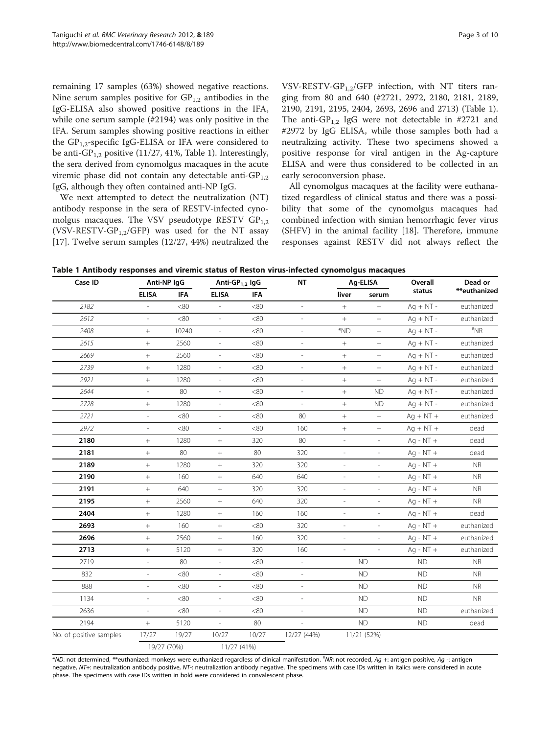remaining 17 samples (63%) showed negative reactions. Nine serum samples positive for $GP_{1,2}$ antibodies in the IgG-ELISA also showed positive reactions in the IFA, while one serum sample (#2194) was only positive in the IFA. Serum samples showing positive reactions in either the $GP_{1,2}$-specific IgG-ELISA or IFA were considered to be anti-$GP_{1,2}$ positive (11/27, 41%, Table 1). Interestingly, the sera derived from cynomolgus macaques in the acute viremic phase did not contain any detectable anti-$GP_{1,2}$ IgG, although they often contained anti-NP IgG.

We next attempted to detect the neutralization (NT) antibody response in the sera of RESTV-infected cynomolgus macaques. The VSV pseudotype RESTV $GP_{1,2}$ (VSV-RESTV-$GP_{1,2}$/GFP) was used for the NT assay [17]. Twelve serum samples (12/27, 44%) neutralized the VSV-RESTV-$GP_{1,2}$/GFP infection, with NT titers ranging from 80 and 640 (#2721, 2972, 2180, 2181, 2189, 2190, 2191, 2195, 2404, 2693, 2696 and 2713) (Table 1). The anti-$GP_{1,2}$ IgG were not detectable in #2721 and #2972 by IgG ELISA, while those samples both had a neutralizing activity. These two specimens showed a positive response for viral antigen in the Ag-capture ELISA and were thus considered to be collected in an early seroconversion phase.

All cynomolgus macaques at the facility were euthanatized regardless of clinical status and there was a possibility that some of the cynomolgus macaques had combined infection with simian hemorrhagic fever virus (SHFV) in the animal facility [18]. Therefore, immune responses against RESTV did not always reflect the

**Table 1 Antibody responses and viremic status of Reston virus-infected cynomolgus macaques**

| Case ID | Anti-NP IgG | | Anti-$GP_{1,2}$ IgG | | NT | Ag-ELISA | | Overall status | Dead or **euthanized |
|---|---|---|---|---|---|---|---|---|---|
| | ELISA | IFA | ELISA | IFA | | liver | serum | | |
| *2182* | - | <80 | - | <80 | - | + | + | Ag + NT - | euthanized |
| *2612* | - | <80 | - | <80 | - | + | + | Ag + NT - | euthanized |
| *2408* | + | 10240 | - | <80 | - | *ND | + | Ag + NT - | #NR |
| *2615* | + | 2560 | - | <80 | - | + | + | Ag + NT - | euthanized |
| *2669* | + | 2560 | - | <80 | - | + | + | Ag + NT - | euthanized |
| *2739* | + | 1280 | - | <80 | - | + | + | Ag + NT - | euthanized |
| *2921* | + | 1280 | - | <80 | - | + | + | Ag + NT - | euthanized |
| *2644* | - | 80 | - | <80 | - | + | ND | Ag + NT - | euthanized |
| *2728* | + | 1280 | - | <80 | - | + | ND | Ag + NT - | euthanized |
| *2721* | - | <80 | - | <80 | 80 | + | + | Ag + NT + | euthanized |
| *2972* | - | <80 | - | <80 | 160 | + | + | Ag + NT + | dead |
| **2180** | + | 1280 | + | 320 | 80 | - | - | Ag - NT + | dead |
| **2181** | + | 80 | + | 80 | 320 | - | - | Ag - NT + | dead |
| **2189** | + | 1280 | + | 320 | 320 | - | - | Ag - NT + | NR |
| **2190** | + | 160 | + | 640 | 640 | - | - | Ag - NT + | NR |
| **2191** | + | 640 | + | 320 | 320 | - | - | Ag - NT + | NR |
| **2195** | + | 2560 | + | 640 | 320 | - | - | Ag - NT + | NR |
| **2404** | + | 1280 | + | 160 | 160 | - | - | Ag - NT + | dead |
| **2693** | + | 160 | + | <80 | 320 | - | - | Ag - NT + | euthanized |
| **2696** | + | 2560 | + | 160 | 320 | - | - | Ag - NT + | euthanized |
| **2713** | + | 5120 | + | 320 | 160 | - | - | Ag - NT + | euthanized |
| 2719 | - | 80 | - | <80 | - | ND | | ND | NR |
| 832 | - | <80 | - | <80 | - | ND | | ND | NR |
| 888 | - | <80 | - | <80 | - | ND | | ND | NR |
| 1134 | - | <80 | - | <80 | - | ND | | ND | NR |
| 2636 | - | <80 | - | <80 | - | ND | | ND | euthanized |
| 2194 | + | 5120 | - | 80 | - | ND | | ND | dead |
| No. of positive samples | 17/27 | 19/27 | 10/27 | 10/27 | 12/27 (44%) | 11/21 (52%) | | | |
| | 19/27 (70%) | | 11/27 (41%) | | | | | | |

*ND: not determined, **euthanized: monkeys were euthanized regardless of clinical manifestation. #NR: not recorded, Ag +: antigen positive, Ag -: antigen negative, NT+: neutralization antibody positive, NT-: neutralization antibody negative. The specimens with case IDs written in italics were considered in acute phase. The specimens with case IDs written in bold were considered in convalescent phase.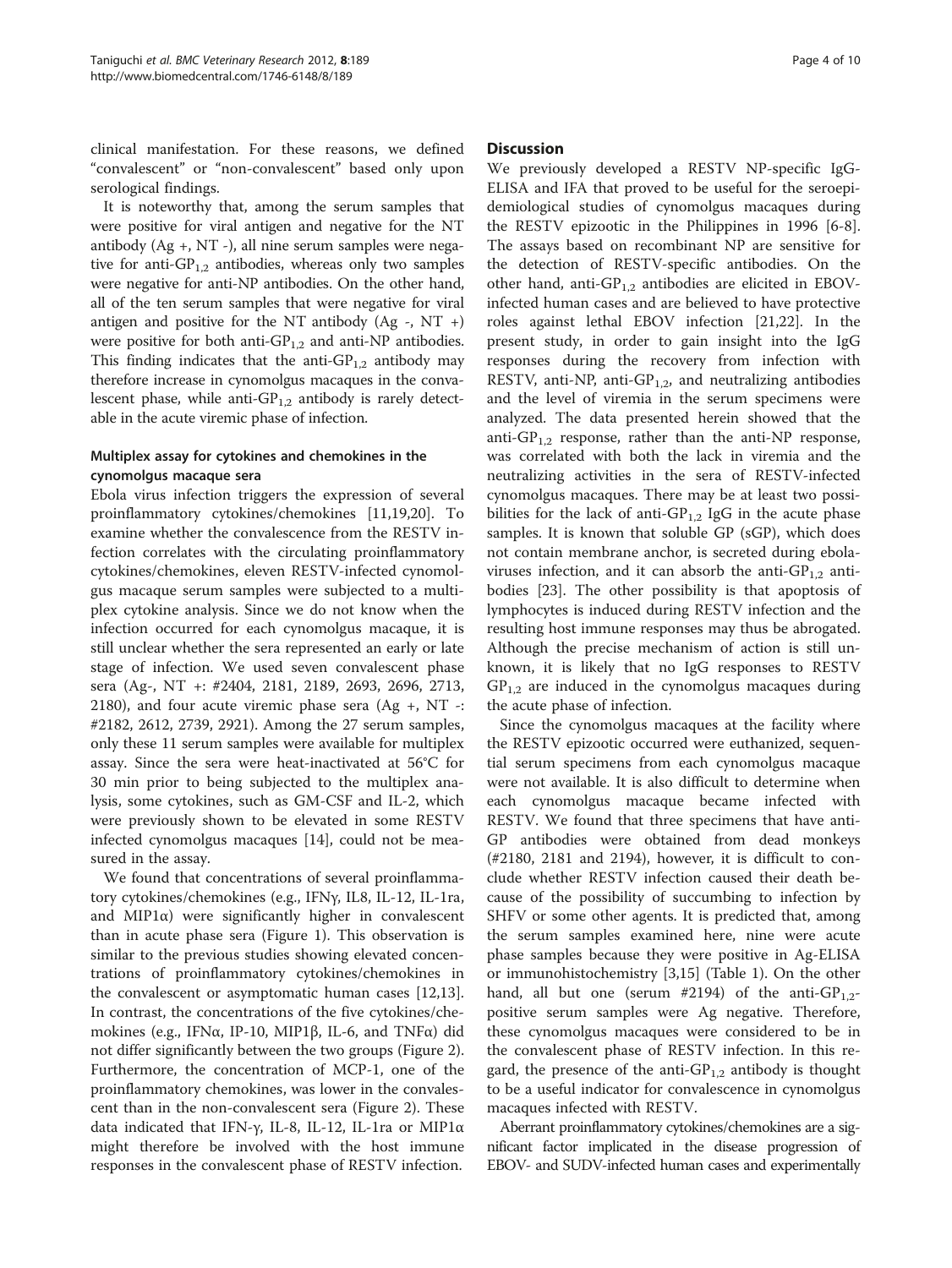clinical manifestation. For these reasons, we defined "convalescent" or "non-convalescent" based only upon serological findings.

It is noteworthy that, among the serum samples that were positive for viral antigen and negative for the NT antibody (Ag +, NT -), all nine serum samples were negative for anti-$GP_{1,2}$ antibodies, whereas only two samples were negative for anti-NP antibodies. On the other hand, all of the ten serum samples that were negative for viral antigen and positive for the NT antibody (Ag -, NT +) were positive for both anti-$GP_{1,2}$ and anti-NP antibodies. This finding indicates that the anti-$GP_{1,2}$ antibody may therefore increase in cynomolgus macaques in the convalescent phase, while anti-$GP_{1,2}$ antibody is rarely detectable in the acute viremic phase of infection.

### Multiplex assay for cytokines and chemokines in the cynomolgus macaque sera

Ebola virus infection triggers the expression of several proinflammatory cytokines/chemokines [11,19,20]. To examine whether the convalescence from the RESTV infection correlates with the circulating proinflammatory cytokines/chemokines, eleven RESTV-infected cynomolgus macaque serum samples were subjected to a multiplex cytokine analysis. Since we do not know when the infection occurred for each cynomolgus macaque, it is still unclear whether the sera represented an early or late stage of infection. We used seven convalescent phase sera (Ag-, NT +: #2404, 2181, 2189, 2693, 2696, 2713, 2180), and four acute viremic phase sera (Ag +, NT -: #2182, 2612, 2739, 2921). Among the 27 serum samples, only these 11 serum samples were available for multiplex assay. Since the sera were heat-inactivated at 56°C for 30 min prior to being subjected to the multiplex analysis, some cytokines, such as GM-CSF and IL-2, which were previously shown to be elevated in some RESTV infected cynomolgus macaques [14], could not be measured in the assay.

We found that concentrations of several proinflammatory cytokines/chemokines (e.g., IFNγ, IL8, IL-12, IL-1ra, and MIP1α) were significantly higher in convalescent than in acute phase sera (Figure 1). This observation is similar to the previous studies showing elevated concentrations of proinflammatory cytokines/chemokines in the convalescent or asymptomatic human cases [12,13]. In contrast, the concentrations of the five cytokines/chemokines (e.g., IFNα, IP-10, MIP1β, IL-6, and TNFα) did not differ significantly between the two groups (Figure 2). Furthermore, the concentration of MCP-1, one of the proinflammatory chemokines, was lower in the convalescent than in the non-convalescent sera (Figure 2). These data indicated that IFN-γ, IL-8, IL-12, IL-1ra or MIP1α might therefore be involved with the host immune responses in the convalescent phase of RESTV infection.

## Discussion

We previously developed a RESTV NP-specific IgG-ELISA and IFA that proved to be useful for the seroepidemiological studies of cynomolgus macaques during the RESTV epizootic in the Philippines in 1996 [6-8]. The assays based on recombinant NP are sensitive for the detection of RESTV-specific antibodies. On the other hand, anti-$GP_{1,2}$ antibodies are elicited in EBOV-infected human cases and are believed to have protective roles against lethal EBOV infection [21,22]. In the present study, in order to gain insight into the IgG responses during the recovery from infection with RESTV, anti-NP, anti-$GP_{1,2}$, and neutralizing antibodies and the level of viremia in the serum specimens were analyzed. The data presented herein showed that the anti-$GP_{1,2}$ response, rather than the anti-NP response, was correlated with both the lack in viremia and the neutralizing activities in the sera of RESTV-infected cynomolgus macaques. There may be at least two possibilities for the lack of anti-$GP_{1,2}$ IgG in the acute phase samples. It is known that soluble GP (sGP), which does not contain membrane anchor, is secreted during ebolaviruses infection, and it can absorb the anti-$GP_{1,2}$ antibodies [23]. The other possibility is that apoptosis of lymphocytes is induced during RESTV infection and the resulting host immune responses may thus be abrogated. Although the precise mechanism of action is still unknown, it is likely that no IgG responses to RESTV $GP_{1,2}$ are induced in the cynomolgus macaques during the acute phase of infection.

Since the cynomolgus macaques at the facility where the RESTV epizootic occurred were euthanized, sequential serum specimens from each cynomolgus macaque were not available. It is also difficult to determine when each cynomolgus macaque became infected with RESTV. We found that three specimens that have anti-GP antibodies were obtained from dead monkeys (#2180, 2181 and 2194), however, it is difficult to conclude whether RESTV infection caused their death because of the possibility of succumbing to infection by SHFV or some other agents. It is predicted that, among the serum samples examined here, nine were acute phase samples because they were positive in Ag-ELISA or immunohistochemistry [3,15] (Table 1). On the other hand, all but one (serum #2194) of the anti-$GP_{1,2}$-positive serum samples were Ag negative. Therefore, these cynomolgus macaques were considered to be in the convalescent phase of RESTV infection. In this regard, the presence of the anti-$GP_{1,2}$ antibody is thought to be a useful indicator for convalescence in cynomolgus macaques infected with RESTV.

Aberrant proinflammatory cytokines/chemokines are a significant factor implicated in the disease progression of EBOV- and SUDV-infected human cases and experimentally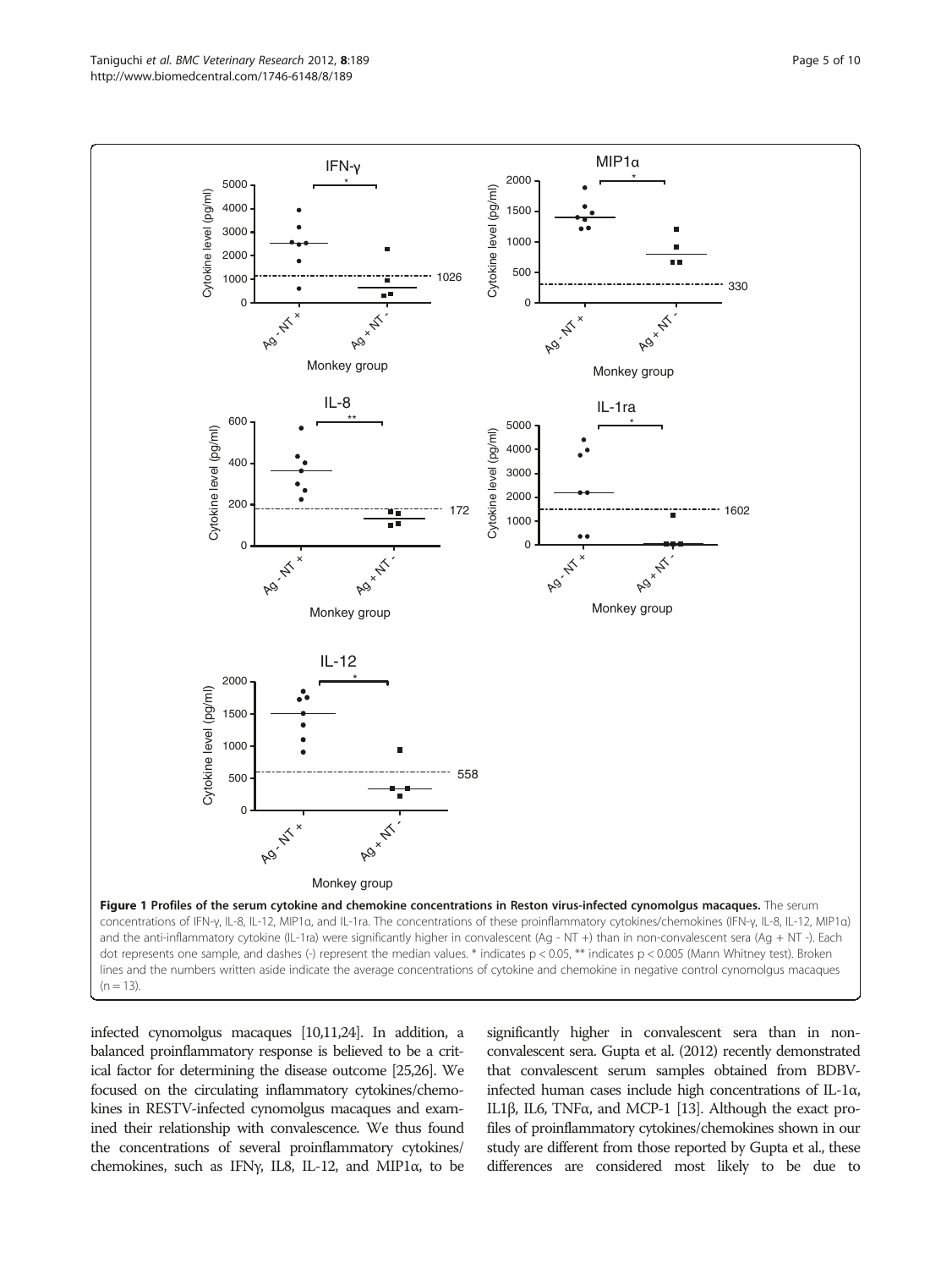**Figure 1 Profiles of the serum cytokine and chemokine concentrations in Reston virus-infected cynomolgus macaques.** The serum concentrations of IFN-γ, IL-8, IL-12, MIP1α, and IL-1ra. The concentrations of these proinflammatory cytokines/chemokines (IFN-γ, IL-8, IL-12, MIP1α) and the anti-inflammatory cytokine (IL-1ra) were significantly higher in convalescent (Ag - NT +) than in non-convalescent sera (Ag + NT -). Each dot represents one sample, and dashes (-) represent the median values. * indicates $p < 0.05$, ** indicates $p < 0.005$ (Mann Whitney test). Broken lines and the numbers written aside indicate the average concentrations of cytokine and chemokine in negative control cynomolgus macaques ($n = 13$).

infected cynomolgus macaques [10,11,24]. In addition, a balanced proinflammatory response is believed to be a critical factor for determining the disease outcome [25,26]. We focused on the circulating inflammatory cytokines/chemokines in RESTV-infected cynomolgus macaques and examined their relationship with convalescence. We thus found the concentrations of several proinflammatory cytokines/chemokines, such as IFNγ, IL8, IL-12, and MIP1α, to be significantly higher in convalescent sera than in non-convalescent sera. Gupta et al. (2012) recently demonstrated that convalescent serum samples obtained from BDBV-infected human cases include high concentrations of IL-1α, IL1β, IL6, TNFα, and MCP-1 [13]. Although the exact profiles of proinflammatory cytokines/chemokines shown in our study are different from those reported by Gupta et al., these differences are considered most likely to be due to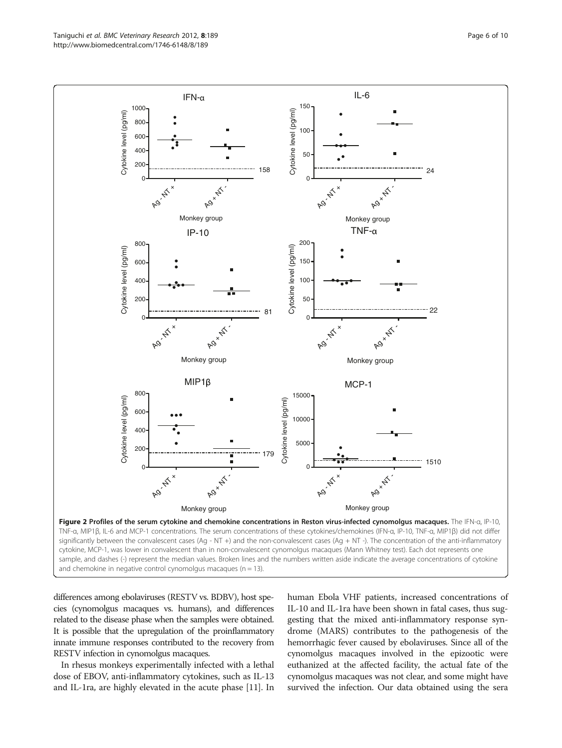**Figure 2 Profiles of the serum cytokine and chemokine concentrations in Reston virus-infected cynomolgus macaques.** The IFN-α, IP-10, TNF-α, MIP1β, IL-6 and MCP-1 concentrations. The serum concentrations of these cytokines/chemokines (IFN-α, IP-10, TNF-α, MIP1β) did not differ significantly between the convalescent cases (Ag - NT +) and the non-convalescent cases (Ag + NT -). The concentration of the anti-inflammatory cytokine, MCP-1, was lower in convalescent than in non-convalescent cynomolgus macaques (Mann Whitney test). Each dot represents one sample, and dashes (-) represent the median values. Broken lines and the numbers written aside indicate the average concentrations of cytokine and chemokine in negative control cynomolgus macaques (n = 13).

differences among ebolaviruses (RESTV vs. BDBV), host species (cynomolgus macaques vs. humans), and differences related to the disease phase when the samples were obtained. It is possible that the upregulation of the proinflammatory innate immune responses contributed to the recovery from RESTV infection in cynomolgus macaques.

In rhesus monkeys experimentally infected with a lethal dose of EBOV, anti-inflammatory cytokines, such as IL-13 and IL-1ra, are highly elevated in the acute phase [11]. In human Ebola VHF patients, increased concentrations of IL-10 and IL-1ra have been shown in fatal cases, thus suggesting that the mixed anti-inflammatory response syndrome (MARS) contributes to the pathogenesis of the hemorrhagic fever caused by ebolaviruses. Since all of the cynomolgus macaques involved in the epizootic were euthanized at the affected facility, the actual fate of the cynomolgus macaques was not clear, and some might have survived the infection. Our data obtained using the sera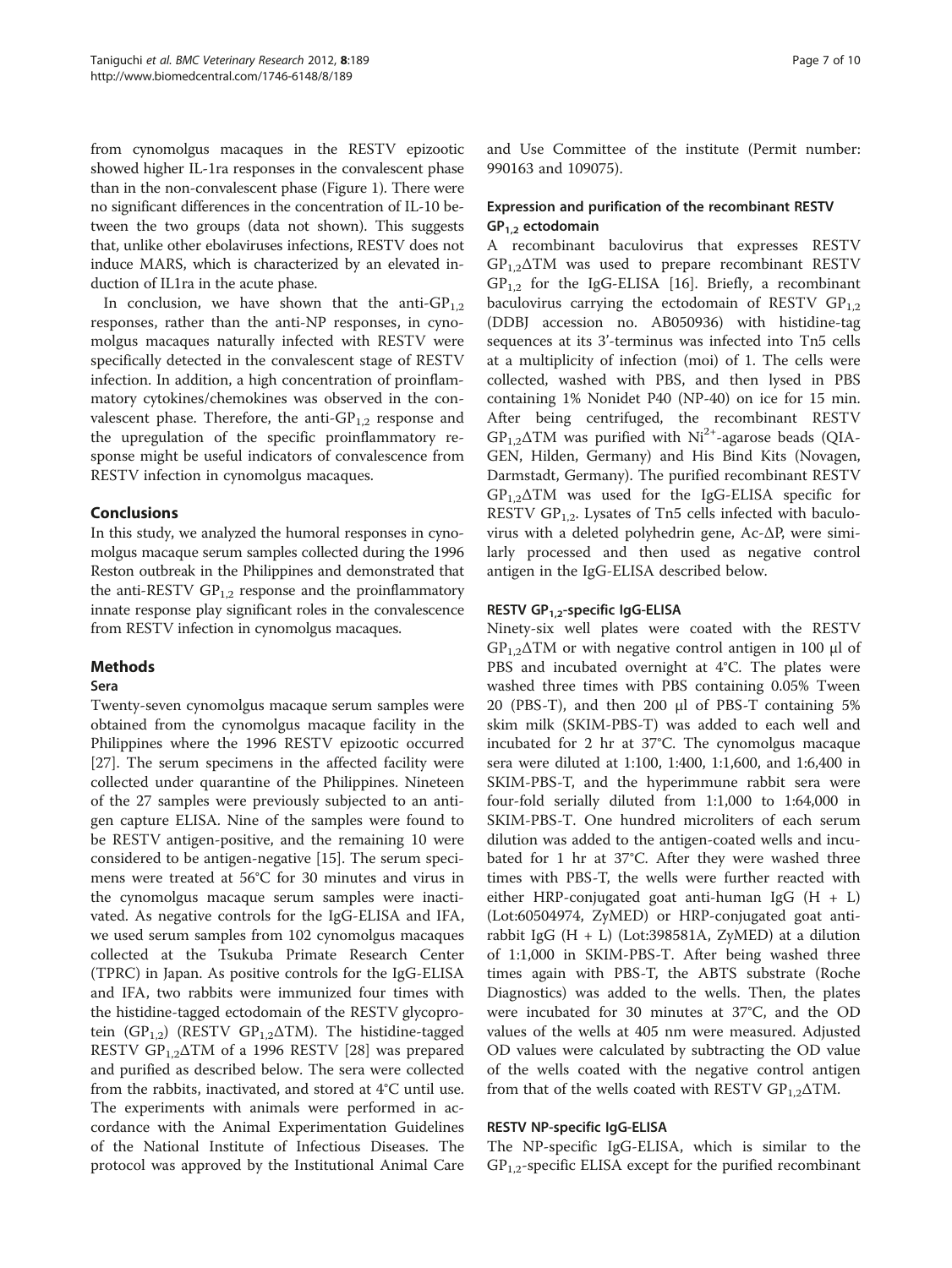from cynomolgus macaques in the RESTV epizootic showed higher IL-1ra responses in the convalescent phase than in the non-convalescent phase (Figure 1). There were no significant differences in the concentration of IL-10 between the two groups (data not shown). This suggests that, unlike other ebolaviruses infections, RESTV does not induce MARS, which is characterized by an elevated induction of IL1ra in the acute phase.

In conclusion, we have shown that the anti-$GP_{1,2}$ responses, rather than the anti-NP responses, in cynomolgus macaques naturally infected with RESTV were specifically detected in the convalescent stage of RESTV infection. In addition, a high concentration of proinflammatory cytokines/chemokines was observed in the convalescent phase. Therefore, the anti-$GP_{1,2}$ response and the upregulation of the specific proinflammatory response might be useful indicators of convalescence from RESTV infection in cynomolgus macaques.

## Conclusions

In this study, we analyzed the humoral responses in cynomolgus macaque serum samples collected during the 1996 Reston outbreak in the Philippines and demonstrated that the anti-RESTV $GP_{1,2}$ response and the proinflammatory innate response play significant roles in the convalescence from RESTV infection in cynomolgus macaques.

## Methods

### Sera

Twenty-seven cynomolgus macaque serum samples were obtained from the cynomolgus macaque facility in the Philippines where the 1996 RESTV epizootic occurred [27]. The serum specimens in the affected facility were collected under quarantine of the Philippines. Nineteen of the 27 samples were previously subjected to an antigen capture ELISA. Nine of the samples were found to be RESTV antigen-positive, and the remaining 10 were considered to be antigen-negative [15]. The serum specimens were treated at 56°C for 30 minutes and virus in the cynomolgus macaque serum samples were inactivated. As negative controls for the IgG-ELISA and IFA, we used serum samples from 102 cynomolgus macaques collected at the Tsukuba Primate Research Center (TPRC) in Japan. As positive controls for the IgG-ELISA and IFA, two rabbits were immunized four times with the histidine-tagged ectodomain of the RESTV glycoprotein ($GP_{1,2}$) (RESTV $GP_{1,2}\Delta TM$). The histidine-tagged RESTV $GP_{1,2}\Delta TM$ of a 1996 RESTV [28] was prepared and purified as described below. The sera were collected from the rabbits, inactivated, and stored at 4°C until use. The experiments with animals were performed in accordance with the Animal Experimentation Guidelines of the National Institute of Infectious Diseases. The protocol was approved by the Institutional Animal Care and Use Committee of the institute (Permit number: 990163 and 109075).

### Expression and purification of the recombinant RESTV $GP_{1,2}$ ectodomain

A recombinant baculovirus that expresses RESTV $GP_{1,2}\Delta TM$ was used to prepare recombinant RESTV $GP_{1,2}$ for the IgG-ELISA [16]. Briefly, a recombinant baculovirus carrying the ectodomain of RESTV $GP_{1,2}$ (DDBJ accession no. AB050936) with histidine-tag sequences at its 3'-terminus was infected into Tn5 cells at a multiplicity of infection (moi) of 1. The cells were collected, washed with PBS, and then lysed in PBS containing 1% Nonidet P40 (NP-40) on ice for 15 min. After being centrifuged, the recombinant RESTV $GP_{1,2}\Delta TM$ was purified with $Ni^{2+}$-agarose beads (QIAGEN, Hilden, Germany) and His Bind Kits (Novagen, Darmstadt, Germany). The purified recombinant RESTV $GP_{1,2}\Delta TM$ was used for the IgG-ELISA specific for RESTV $GP_{1,2}$. Lysates of Tn5 cells infected with baculovirus with a deleted polyhedrin gene, Ac-ΔP, were similarly processed and then used as negative control antigen in the IgG-ELISA described below.

### RESTV $GP_{1,2}$-specific IgG-ELISA

Ninety-six well plates were coated with the RESTV $GP_{1,2}\Delta TM$ or with negative control antigen in 100 μl of PBS and incubated overnight at 4°C. The plates were washed three times with PBS containing 0.05% Tween 20 (PBS-T), and then 200 μl of PBS-T containing 5% skim milk (SKIM-PBS-T) was added to each well and incubated for 2 hr at 37°C. The cynomolgus macaque sera were diluted at 1:100, 1:400, 1:1,600, and 1:6,400 in SKIM-PBS-T, and the hyperimmune rabbit sera were four-fold serially diluted from 1:1,000 to 1:64,000 in SKIM-PBS-T. One hundred microliters of each serum dilution was added to the antigen-coated wells and incubated for 1 hr at 37°C. After they were washed three times with PBS-T, the wells were further reacted with either HRP-conjugated goat anti-human IgG (H + L) (Lot:60504974, ZyMED) or HRP-conjugated goat anti-rabbit IgG (H + L) (Lot:398581A, ZyMED) at a dilution of 1:1,000 in SKIM-PBS-T. After being washed three times again with PBS-T, the ABTS substrate (Roche Diagnostics) was added to the wells. Then, the plates were incubated for 30 minutes at 37°C, and the OD values of the wells at 405 nm were measured. Adjusted OD values were calculated by subtracting the OD value of the wells coated with the negative control antigen from that of the wells coated with RESTV $GP_{1,2}\Delta TM$.

### RESTV NP-specific IgG-ELISA

The NP-specific IgG-ELISA, which is similar to the $GP_{1,2}$-specific ELISA except for the purified recombinant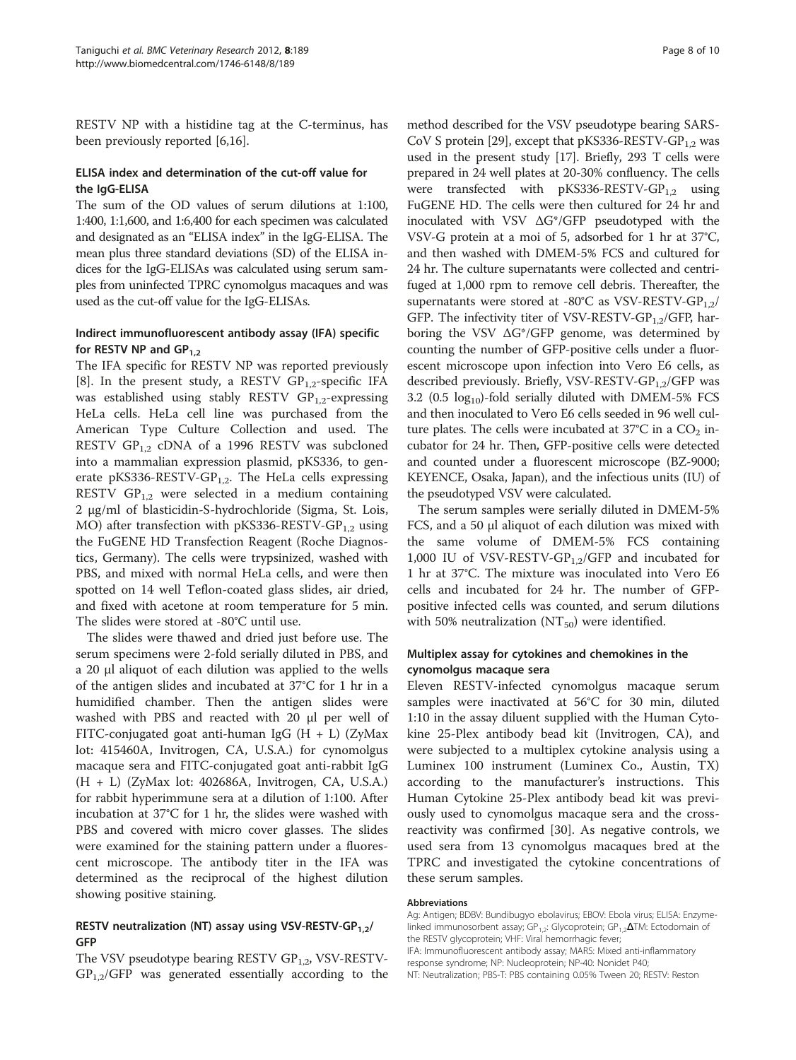RESTV NP with a histidine tag at the C-terminus, has been previously reported [6,16].

### ELISA index and determination of the cut-off value for the IgG-ELISA

The sum of the OD values of serum dilutions at 1:100, 1:400, 1:1,600, and 1:6,400 for each specimen was calculated and designated as an "ELISA index" in the IgG-ELISA. The mean plus three standard deviations (SD) of the ELISA indices for the IgG-ELISAs was calculated using serum samples from uninfected TPRC cynomolgus macaques and was used as the cut-off value for the IgG-ELISAs.

### Indirect immunofluorescent antibody assay (IFA) specific for RESTV NP and $GP_{1,2}$

The IFA specific for RESTV NP was reported previously [8]. In the present study, a RESTV $GP_{1,2}$-specific IFA was established using stably RESTV $GP_{1,2}$-expressing HeLa cells. HeLa cell line was purchased from the American Type Culture Collection and used. The RESTV $GP_{1,2}$ cDNA of a 1996 RESTV was subcloned into a mammalian expression plasmid, pKS336, to generate pKS336-RESTV-$GP_{1,2}$. The HeLa cells expressing RESTV $GP_{1,2}$ were selected in a medium containing 2 μg/ml of blasticidin-S-hydrochloride (Sigma, St. Lois, MO) after transfection with pKS336-RESTV-$GP_{1,2}$ using the FuGENE HD Transfection Reagent (Roche Diagnostics, Germany). The cells were trypsinized, washed with PBS, and mixed with normal HeLa cells, and were then spotted on 14 well Teflon-coated glass slides, air dried, and fixed with acetone at room temperature for 5 min. The slides were stored at -80°C until use.

The slides were thawed and dried just before use. The serum specimens were 2-fold serially diluted in PBS, and a 20 μl aliquot of each dilution was applied to the wells of the antigen slides and incubated at 37°C for 1 hr in a humidified chamber. Then the antigen slides were washed with PBS and reacted with 20 μl per well of FITC-conjugated goat anti-human IgG (H + L) (ZyMax lot: 415460A, Invitrogen, CA, U.S.A.) for cynomolgus macaque sera and FITC-conjugated goat anti-rabbit IgG (H + L) (ZyMax lot: 402686A, Invitrogen, CA, U.S.A.) for rabbit hyperimmune sera at a dilution of 1:100. After incubation at 37°C for 1 hr, the slides were washed with PBS and covered with micro cover glasses. The slides were examined for the staining pattern under a fluorescent microscope. The antibody titer in the IFA was determined as the reciprocal of the highest dilution showing positive staining.

### RESTV neutralization (NT) assay using VSV-RESTV-$GP_{1,2}$/GFP

The VSV pseudotype bearing RESTV $GP_{1,2}$, VSV-RESTV-$GP_{1,2}$/GFP was generated essentially according to the method described for the VSV pseudotype bearing SARS-CoV S protein [29], except that pKS336-RESTV-$GP_{1,2}$ was used in the present study [17]. Briefly, 293 T cells were prepared in 24 well plates at 20-30% confluency. The cells were transfected with pKS336-RESTV-$GP_{1,2}$ using FuGENE HD. The cells were then cultured for 24 hr and inoculated with VSV ΔG*/GFP pseudotyped with the VSV-G protein at a moi of 5, adsorbed for 1 hr at 37°C, and then washed with DMEM-5% FCS and cultured for 24 hr. The culture supernatants were collected and centrifuged at 1,000 rpm to remove cell debris. Thereafter, the supernatants were stored at -80°C as VSV-RESTV-$GP_{1,2}$/GFP. The infectivity titer of VSV-RESTV-$GP_{1,2}$/GFP, harboring the VSV ΔG*/GFP genome, was determined by counting the number of GFP-positive cells under a fluorescent microscope upon infection into Vero E6 cells, as described previously. Briefly, VSV-RESTV-$GP_{1,2}$/GFP was 3.2 (0.5 $\log_{10}$)-fold serially diluted with DMEM-5% FCS and then inoculated to Vero E6 cells seeded in 96 well culture plates. The cells were incubated at 37°C in a $CO_2$ incubator for 24 hr. Then, GFP-positive cells were detected and counted under a fluorescent microscope (BZ-9000; KEYENCE, Osaka, Japan), and the infectious units (IU) of the pseudotyped VSV were calculated.

The serum samples were serially diluted in DMEM-5% FCS, and a 50 μl aliquot of each dilution was mixed with the same volume of DMEM-5% FCS containing 1,000 IU of VSV-RESTV-$GP_{1,2}$/GFP and incubated for 1 hr at 37°C. The mixture was inoculated into Vero E6 cells and incubated for 24 hr. The number of GFP-positive infected cells was counted, and serum dilutions with 50% neutralization ($NT_{50}$) were identified.

### Multiplex assay for cytokines and chemokines in the cynomolgus macaque sera

Eleven RESTV-infected cynomolgus macaque serum samples were inactivated at 56°C for 30 min, diluted 1:10 in the assay diluent supplied with the Human Cytokine 25-Plex antibody bead kit (Invitrogen, CA), and were subjected to a multiplex cytokine analysis using a Luminex 100 instrument (Luminex Co., Austin, TX) according to the manufacturer's instructions. This Human Cytokine 25-Plex antibody bead kit was previously used to cynomolgus macaque sera and the cross-reactivity was confirmed [30]. As negative controls, we used sera from 13 cynomolgus macaques bred at the TPRC and investigated the cytokine concentrations of these serum samples.

#### Abbreviations

Ag: Antigen; BDBV: Bundibugyo ebolavirus; EBOV: Ebola virus; ELISA: Enzyme-linked immunosorbent assay; $GP_{1,2}$: Glycoprotein; $GP_{1,2}$ΔTM: Ectodomain of the RESTV glycoprotein; VHF: Viral hemorrhagic fever; IFA: Immunofluorescent antibody assay; MARS: Mixed anti-inflammatory response syndrome; NP: Nucleoprotein; NP-40: Nonidet P40; NT: Neutralization; PBS-T: PBS containing 0.05% Tween 20; RESTV: Reston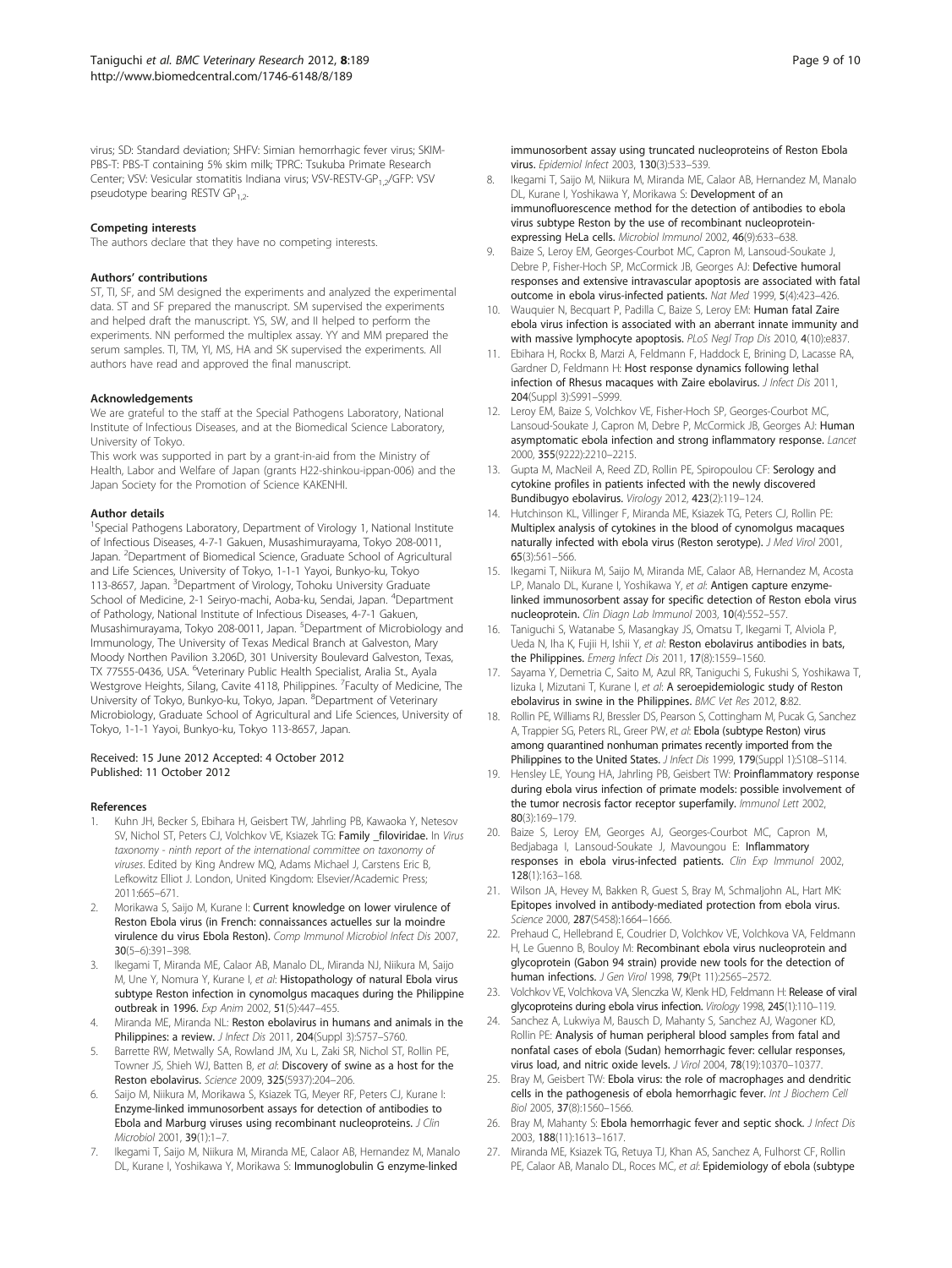virus; SD: Standard deviation; SHFV: Simian hemorrhagic fever virus; SKIM-PBS-T: PBS-T containing 5% skim milk; TPRC: Tsukuba Primate Research Center; VSV: Vesicular stomatitis Indiana virus; VSV-RESTV-$GP_{1,2}$/GFP: VSV pseudotype bearing RESTV $GP_{1,2}$.

#### Competing interests

The authors declare that they have no competing interests.

#### Authors' contributions

ST, TI, SF, and SM designed the experiments and analyzed the experimental data. ST and SF prepared the manuscript. SM supervised the experiments and helped draft the manuscript. YS, SW, and II helped to perform the experiments. NN performed the multiplex assay. YY and MM prepared the serum samples. TI, TM, YI, MS, HA and SK supervised the experiments. All authors have read and approved the final manuscript.

#### Acknowledgements

We are grateful to the staff at the Special Pathogens Laboratory, National Institute of Infectious Diseases, and at the Biomedical Science Laboratory, University of Tokyo.

This work was supported in part by a grant-in-aid from the Ministry of Health, Labor and Welfare of Japan (grants H22-shinkou-ippan-006) and the Japan Society for the Promotion of Science KAKENHI.

#### Author details

[1]Special Pathogens Laboratory, Department of Virology 1, National Institute of Infectious Diseases, 4-7-1 Gakuen, Musashimurayama, Tokyo 208-0011, Japan. [2]Department of Biomedical Science, Graduate School of Agricultural and Life Sciences, University of Tokyo, 1-1-1 Yayoi, Bunkyo-ku, Tokyo 113-8657, Japan. [3]Department of Virology, Tohoku University Graduate School of Medicine, 2-1 Seiryo-machi, Aoba-ku, Sendai, Japan. [4]Department of Pathology, National Institute of Infectious Diseases, 4-7-1 Gakuen, Musashimurayama, Tokyo 208-0011, Japan. [5]Department of Microbiology and Immunology, The University of Texas Medical Branch at Galveston, Mary Moody Northen Pavilion 3.206D, 301 University Boulevard Galveston, Texas, TX 77555-0436, USA. [6]Veterinary Public Health Specialist, Aralia St., Ayala Westgrove Heights, Silang, Cavite 4118, Philippines. [7]Faculty of Medicine, The University of Tokyo, Bunkyo-ku, Tokyo, Japan. [8]Department of Veterinary Microbiology, Graduate School of Agricultural and Life Sciences, University of Tokyo, 1-1-1 Yayoi, Bunkyo-ku, Tokyo 113-8657, Japan.

Received: 15 June 2012 Accepted: 4 October 2012
Published: 11 October 2012

#### References

1. Kuhn JH, Becker S, Ebihara H, Geisbert TW, Jahrling PB, Kawaoka Y, Netesov SV, Nichol ST, Peters CJ, Volchkov VE, Ksiazek TG: **Family _filoviridae.** In *Virus taxonomy - ninth report of the international committee on taxonomy of viruses*. Edited by King Andrew MQ, Adams Michael J, Carstens Eric B, Lefkowitz Elliot J. London, United Kingdom: Elsevier/Academic Press; 2011:665–671.
2. Morikawa S, Saijo M, Kurane I: **Current knowledge on lower virulence of Reston Ebola virus (in French: connaissances actuelles sur la moindre virulence du virus Ebola Reston).** *Comp Immunol Microbiol Infect Dis* 2007, **30**(5–6):391–398.
3. Ikegami T, Miranda ME, Calaor AB, Manalo DL, Miranda NJ, Niikura M, Saijo M, Une Y, Nomura Y, Kurane I, *et al*: **Histopathology of natural Ebola virus subtype Reston infection in cynomolgus macaques during the Philippine outbreak in 1996.** *Exp Anim* 2002, **51**(5):447–455.
4. Miranda ME, Miranda NL: **Reston ebolavirus in humans and animals in the Philippines: a review.** *J Infect Dis* 2011, **204**(Suppl 3):S757–S760.
5. Barrette RW, Metwally SA, Rowland JM, Xu L, Zaki SR, Nichol ST, Rollin PE, Towner JS, Shieh WJ, Batten B, *et al*: **Discovery of swine as a host for the Reston ebolavirus.** *Science* 2009, **325**(5937):204–206.
6. Saijo M, Niikura M, Morikawa S, Ksiazek TG, Meyer RF, Peters CJ, Kurane I: **Enzyme-linked immunosorbent assays for detection of antibodies to Ebola and Marburg viruses using recombinant nucleoproteins.** *J Clin Microbiol* 2001, **39**(1):1–7.
7. Ikegami T, Saijo M, Niikura M, Miranda ME, Calaor AB, Hernandez M, Manalo DL, Kurane I, Yoshikawa Y, Morikawa S: **Immunoglobulin G enzyme-linked immunosorbent assay using truncated nucleoproteins of Reston Ebola virus.** *Epidemiol Infect* 2003, **130**(3):533–539.
8. Ikegami T, Saijo M, Niikura M, Miranda ME, Calaor AB, Hernandez M, Manalo DL, Kurane I, Yoshikawa Y, Morikawa S: **Development of an immunofluorescence method for the detection of antibodies to ebola virus subtype Reston by the use of recombinant nucleoprotein-expressing HeLa cells.** *Microbiol Immunol* 2002, **46**(9):633–638.
9. Baize S, Leroy EM, Georges-Courbot MC, Capron M, Lansoud-Soukate J, Debre P, Fisher-Hoch SP, McCormick JB, Georges AJ: **Defective humoral responses and extensive intravascular apoptosis are associated with fatal outcome in ebola virus-infected patients.** *Nat Med* 1999, **5**(4):423–426.
10. Wauquier N, Becquart P, Padilla C, Baize S, Leroy EM: **Human fatal Zaire ebola virus infection is associated with an aberrant innate immunity and with massive lymphocyte apoptosis.** *PLoS Negl Trop Dis* 2010, **4**(10):e837.
11. Ebihara H, Rockx B, Marzi A, Feldmann F, Haddock E, Brining D, Lacasse RA, Gardner D, Feldmann H: **Host response dynamics following lethal infection of Rhesus macaques with Zaire ebolavirus.** *J Infect Dis* 2011, **204**(Suppl 3):S991–S999.
12. Leroy EM, Baize S, Volchkov VE, Fisher-Hoch SP, Georges-Courbot MC, Lansoud-Soukate J, Capron M, Debre P, McCormick JB, Georges AJ: **Human asymptomatic ebola infection and strong inflammatory response.** *Lancet* 2000, **355**(9222):2210–2215.
13. Gupta M, MacNeil A, Reed ZD, Rollin PE, Spiropoulou CF: **Serology and cytokine profiles in patients infected with the newly discovered Bundibugyo ebolavirus.** *Virology* 2012, **423**(2):119–124.
14. Hutchinson KL, Villinger F, Miranda ME, Ksiazek TG, Peters CJ, Rollin PE: **Multiplex analysis of cytokines in the blood of cynomolgus macaques naturally infected with ebola virus (Reston serotype).** *J Med Virol* 2001, **65**(3):561–566.
15. Ikegami T, Niikura M, Saijo M, Miranda ME, Calaor AB, Hernandez M, Acosta LP, Manalo DL, Kurane I, Yoshikawa Y, *et al*: **Antigen capture enzyme-linked immunosorbent assay for specific detection of Reston ebola virus nucleoprotein.** *Clin Diagn Lab Immunol* 2003, **10**(4):552–557.
16. Taniguchi S, Watanabe S, Masangkay JS, Omatsu T, Ikegami T, Alviola P, Ueda N, Iha K, Fujii H, Ishii Y, *et al*: **Reston ebolavirus antibodies in bats, the Philippines.** *Emerg Infect Dis* 2011, **17**(8):1559–1560.
17. Sayama Y, Demetria C, Saito M, Azul RR, Taniguchi S, Fukushi S, Yoshikawa T, Iizuka I, Mizutani T, Kurane I, *et al*: **A seroepidemiologic study of Reston ebolavirus in swine in the Philippines.** *BMC Vet Res* 2012, **8**:82.
18. Rollin PE, Williams RJ, Bressler DS, Pearson S, Cottingham M, Pucak G, Sanchez A, Trappier SG, Peters RL, Greer PW, *et al*: **Ebola (subtype Reston) virus among quarantined nonhuman primates recently imported from the Philippines to the United States.** *J Infect Dis* 1999, **179**(Suppl 1):S108–S114.
19. Hensley LE, Young HA, Jahrling PB, Geisbert TW: **Proinflammatory response during ebola virus infection of primate models: possible involvement of the tumor necrosis factor receptor superfamily.** *Immunol Lett* 2002, **80**(3):169–179.
20. Baize S, Leroy EM, Georges AJ, Georges-Courbot MC, Capron M, Bedjabaga I, Lansoud-Soukate J, Mavoungou E: **Inflammatory responses in ebola virus-infected patients.** *Clin Exp Immunol* 2002, **128**(1):163–168.
21. Wilson JA, Hevey M, Bakken R, Guest S, Bray M, Schmaljohn AL, Hart MK: **Epitopes involved in antibody-mediated protection from ebola virus.** *Science* 2000, **287**(5458):1664–1666.
22. Prehaud C, Hellebrand E, Coudrier D, Volchkov VE, Volchkova VA, Feldmann H, Le Guenno B, Bouloy M: **Recombinant ebola virus nucleoprotein and glycoprotein (Gabon 94 strain) provide new tools for the detection of human infections.** *J Gen Virol* 1998, **79**(Pt 11):2565–2572.
23. Volchkov VE, Volchkova VA, Slenczka W, Klenk HD, Feldmann H: **Release of viral glycoproteins during ebola virus infection.** *Virology* 1998, **245**(1):110–119.
24. Sanchez A, Lukwiya M, Bausch D, Mahanty S, Sanchez AJ, Wagoner KD, Rollin PE: **Analysis of human peripheral blood samples from fatal and nonfatal cases of ebola (Sudan) hemorrhagic fever: cellular responses, virus load, and nitric oxide levels.** *J Virol* 2004, **78**(19):10370–10377.
25. Bray M, Geisbert TW: **Ebola virus: the role of macrophages and dendritic cells in the pathogenesis of ebola hemorrhagic fever.** *Int J Biochem Cell Biol* 2005, **37**(8):1560–1566.
26. Bray M, Mahanty S: **Ebola hemorrhagic fever and septic shock.** *J Infect Dis* 2003, **188**(11):1613–1617.
27. Miranda ME, Ksiazek TG, Retuya TJ, Khan AS, Sanchez A, Fulhorst CF, Rollin PE, Calaor AB, Manalo DL, Roces MC, *et al*: **Epidemiology of ebola (subtype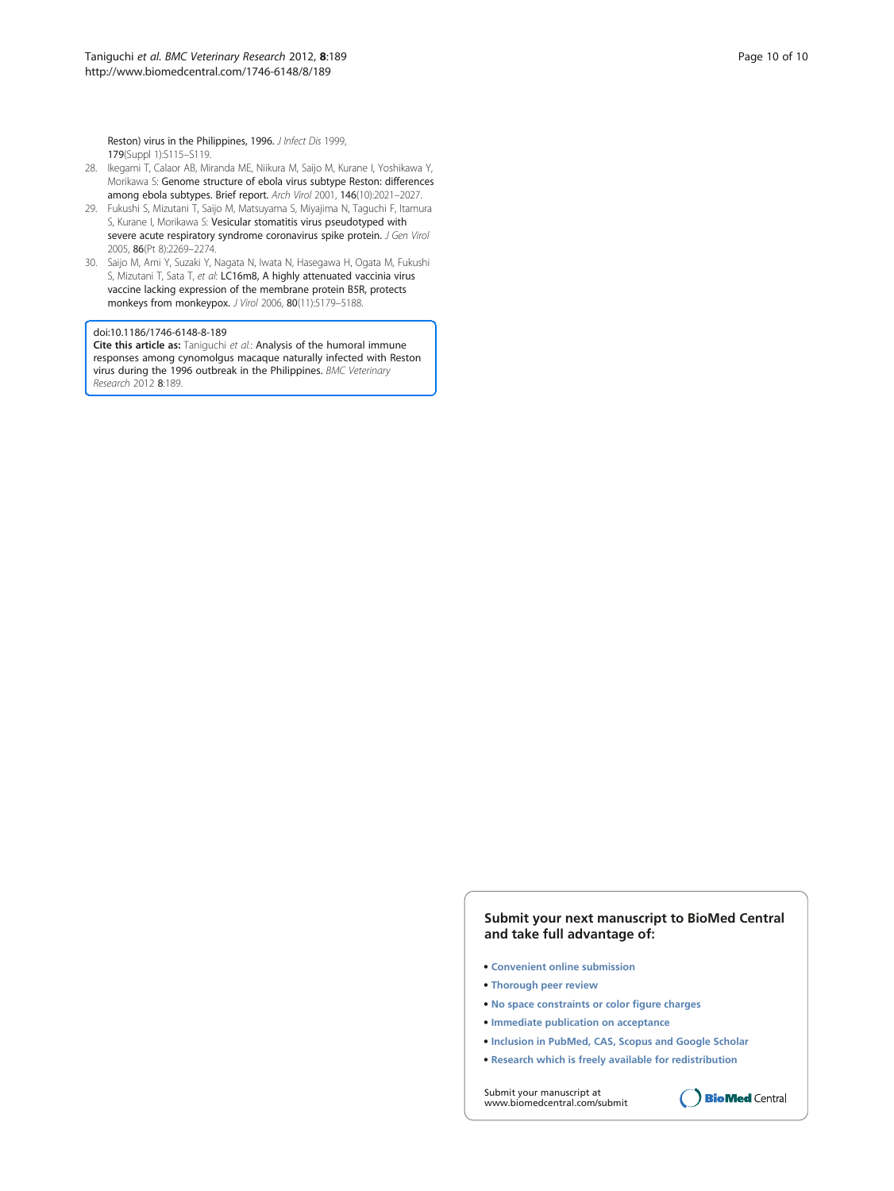Reston) virus in the Philippines, 1996. *J Infect Dis* 1999, **179**(Suppl 1):S115–S119.

28. Ikegami T, Calaor AB, Miranda ME, Niikura M, Saijo M, Kurane I, Yoshikawa Y, Morikawa S: **Genome structure of ebola virus subtype Reston: differences among ebola subtypes. Brief report.** *Arch Virol* 2001, **146**(10):2021–2027.
29. Fukushi S, Mizutani T, Saijo M, Matsuyama S, Miyajima N, Taguchi F, Itamura S, Kurane I, Morikawa S: **Vesicular stomatitis virus pseudotyped with severe acute respiratory syndrome coronavirus spike protein.** *J Gen Virol* 2005, **86**(Pt 8):2269–2274.
30. Saijo M, Ami Y, Suzaki Y, Nagata N, Iwata N, Hasegawa H, Ogata M, Fukushi S, Mizutani T, Sata T, *et al*: **LC16m8, A highly attenuated vaccinia virus vaccine lacking expression of the membrane protein B5R, protects monkeys from monkeypox.** *J Virol* 2006, **80**(11):5179–5188.

doi:10.1186/1746-6148-8-189

**Cite this article as:** Taniguchi *et al.*: Analysis of the humoral immune responses among cynomolgus macaque naturally infected with Reston virus during the 1996 outbreak in the Philippines. *BMC Veterinary Research* 2012 **8**:189.

**Submit your next manuscript to BioMed Central and take full advantage of:**

- **Convenient online submission**
- **Thorough peer review**
- **No space constraints or color figure charges**
- **Immediate publication on acceptance**
- **Inclusion in PubMed, CAS, Scopus and Google Scholar**
- **Research which is freely available for redistribution**

Submit your manuscript at www.biomedcentral.com/submit

BioMed Central